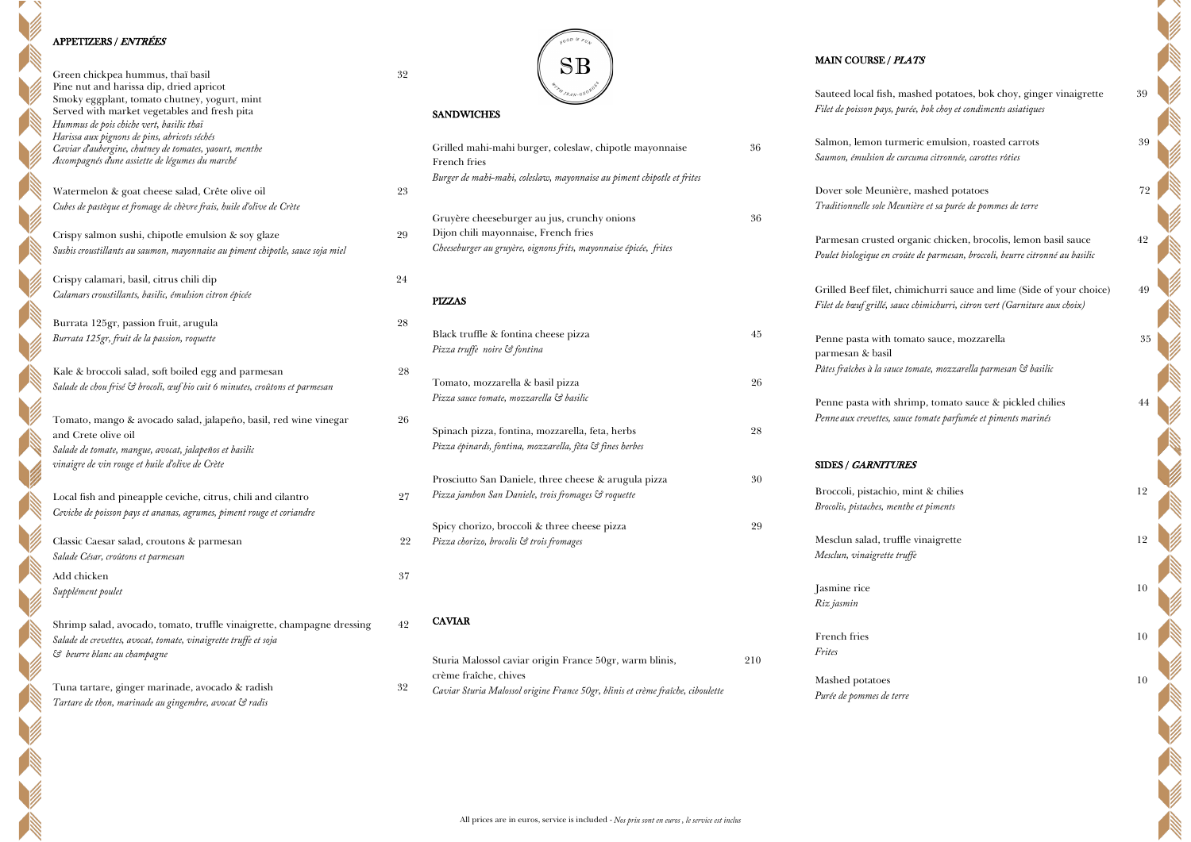## APPETIZERS / *ENTRÉES*

Green chickpea hummus, thaï basil — 32
Pine nut and harissa dip, dried apricot
Smoky eggplant, tomato chutney, yogurt, mint
Served with market vegetables and fresh pita
*Hummus de pois chiche vert, basilic thaï*
*Harissa aux pignons de pins, abricots séchés*
*Caviar d'aubergine, chutney de tomates, yaourt, menthe*
*Accompagnés d'une assiette de légumes du marché*

Watermelon & goat cheese salad, Crête olive oil — 23
*Cubes de pastèque et fromage de chèvre frais, huile d'olive de Crète*

Crispy salmon sushi, chipotle emulsion & soy glaze — 29
*Sushis croustillants au saumon, mayonnaise au piment chipotle, sauce soja miel*

Crispy calamari, basil, citrus chili dip — 24
*Calamars croustillants, basilic, émulsion citron épicée*

Burrata 125gr, passion fruit, arugula — 28
*Burrata 125gr, fruit de la passion, roquette*

Kale & broccoli salad, soft boiled egg and parmesan — 28
*Salade de chou frisé & brocoli, œuf bio cuit 6 minutes, croûtons et parmesan*

Tomato, mango & avocado salad, jalapeño, basil, red wine vinegar and Crete olive oil — 26
*Salade de tomate, mangue, avocat, jalapeños et basilic*
*vinaigre de vin rouge et huile d'olive de Crète*

Local fish and pineapple ceviche, citrus, chili and cilantro — 27
*Ceviche de poisson pays et ananas, agrumes, piment rouge et coriandre*

Classic Caesar salad, croutons & parmesan — 22
*Salade César, croûtons et parmesan*

Add chicken — 37
*Supplément poulet*

Shrimp salad, avocado, tomato, truffle vinaigrette, champagne dressing — 42
*Salade de crevettes, avocat, tomate, vinaigrette truffe et soja*
*& beurre blanc au champagne*

Tuna tartare, ginger marinade, avocado & radish — 32
*Tartare de thon, marinade au gingembre, avocat & radis*

SB — FOOD & FUN — WITH JEAN-GEORGES

## SANDWICHES

Grilled mahi-mahi burger, coleslaw, chipotle mayonnaise — 36
French fries
*Burger de mahi-mahi, coleslaw, mayonnaise au piment chipotle et frites*

Gruyère cheeseburger au jus, crunchy onions — 36
Dijon chili mayonnaise, French fries
*Cheeseburger au gruyère, oignons frits, mayonnaise épicée, frites*

## PIZZAS

Black truffle & fontina cheese pizza — 45
*Pizza truffe noire & fontina*

Tomato, mozzarella & basil pizza — 26
*Pizza sauce tomate, mozzarella & basilic*

Spinach pizza, fontina, mozzarella, feta, herbs — 28
*Pizza épinards, fontina, mozzarella, féta & fines herbes*

Prosciutto San Daniele, three cheese & arugula pizza — 30
*Pizza jambon San Daniele, trois fromages & roquette*

Spicy chorizo, broccoli & three cheese pizza — 29
*Pizza chorizo, brocolis & trois fromages*

## CAVIAR

Sturia Malossol caviar origin France 50gr, warm blinis, crème fraîche, chives — 210
*Caviar Sturia Malossol origine France 50gr, blinis et crème fraîche, ciboulette*

## MAIN COURSE / *PLATS*

Sauteed local fish, mashed potatoes, bok choy, ginger vinaigrette — 39
*Filet de poisson pays, purée, bok choy et condiments asiatiques*

Salmon, lemon turmeric emulsion, roasted carrots — 39
*Saumon, émulsion de curcuma citronnée, carottes rôties*

Dover sole Meunière, mashed potatoes — 72
*Traditionnelle sole Meunière et sa purée de pommes de terre*

Parmesan crusted organic chicken, brocolis, lemon basil sauce — 42
*Poulet biologique en croûte de parmesan, broccoli, beurre citronné au basilic*

Grilled Beef filet, chimichurri sauce and lime (Side of your choice) — 49
*Filet de bœuf grillé, sauce chimichurri, citron vert (Garniture aux choix)*

Penne pasta with tomato sauce, mozzarella parmesan & basil — 35
*Pâtes fraîches à la sauce tomate, mozzarella parmesan & basilic*

Penne pasta with shrimp, tomato sauce & pickled chilies — 44
*Penne aux crevettes, sauce tomate parfumée et piments marinés*

## SIDES / *GARNITURES*

Broccoli, pistachio, mint & chilies — 12
*Brocolis, pistaches, menthe et piments*

Mesclun salad, truffle vinaigrette — 12
*Mesclun, vinaigrette truffe*

Jasmine rice — 10
*Riz jasmin*

French fries — 10
*Frites*

Mashed potatoes — 10
*Purée de pommes de terre*

All prices are in euros, service is included - *Nos prix sont en euros , le service est inclus*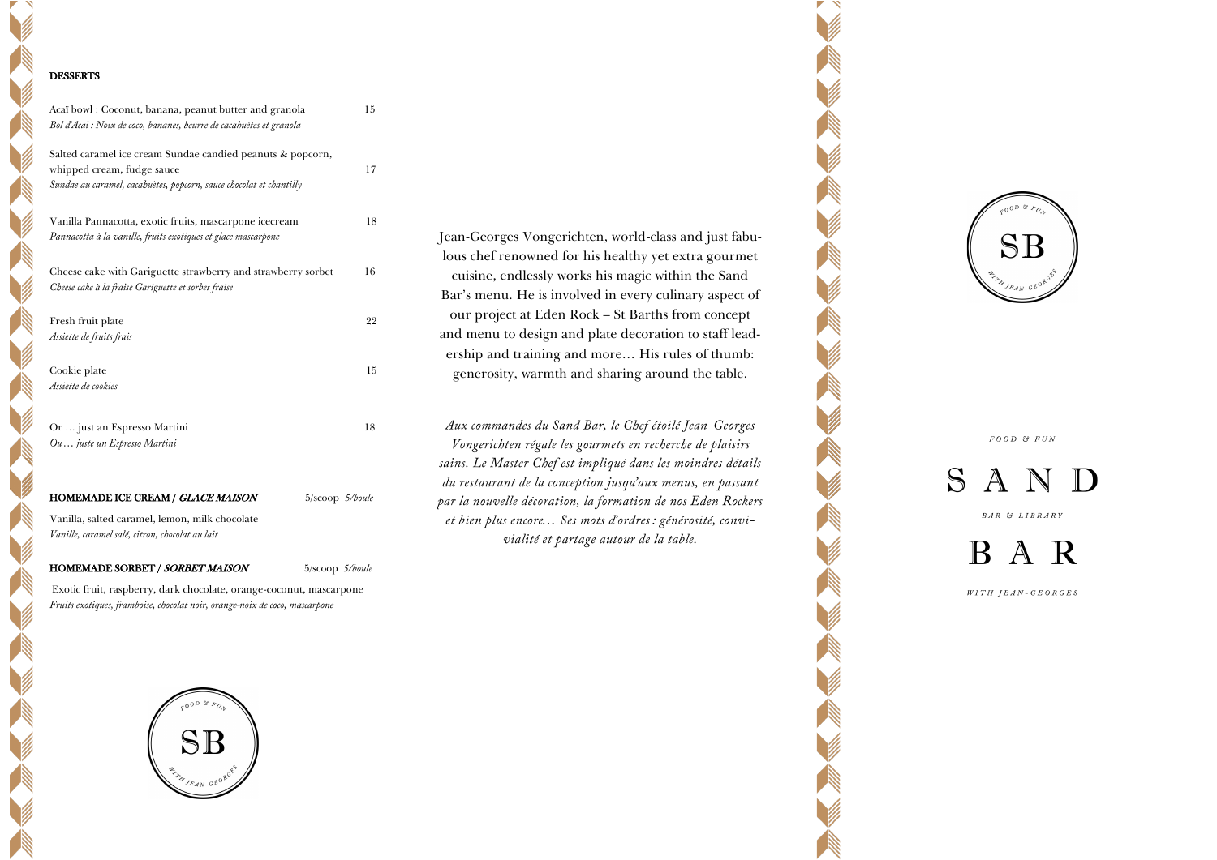## DESSERTS

Acaï bowl : Coconut, banana, peanut butter and granola 15
*Bol d'Acaï : Noix de coco, bananes, beurre de cacahuètes et granola*

Salted caramel ice cream Sundae candied peanuts & popcorn, whipped cream, fudge sauce 17
*Sundae au caramel, cacahuètes, popcorn, sauce chocolat et chantilly*

Vanilla Pannacotta, exotic fruits, mascarpone icecream 18
*Pannacotta à la vanille, fruits exotiques et glace mascarpone*

Cheese cake with Gariguette strawberry and strawberry sorbet 16
*Cheese cake à la fraise Gariguette et sorbet fraise*

Fresh fruit plate 22
*Assiette de fruits frais*

Cookie plate 15
*Assiette de cookies*

Or … just an Espresso Martini 18
*Ou… juste un Espresso Martini*

**HOMEMADE ICE CREAM / *GLACE MAISON*** 5/scoop *5/boule*

Vanilla, salted caramel, lemon, milk chocolate
*Vanille, caramel salé, citron, chocolat au lait*

**HOMEMADE SORBET / *SORBET MAISON*** 5/scoop *5/boule*

Exotic fruit, raspberry, dark chocolate, orange-coconut, mascarpone
*Fruits exotiques, framboise, chocolat noir, orange-noix de coco, mascarpone*

FOOD & FUN
SB
WITH JEAN-GEORGES

Jean-Georges Vongerichten, world-class and just fabulous chef renowned for his healthy yet extra gourmet cuisine, endlessly works his magic within the Sand Bar's menu. He is involved in every culinary aspect of our project at Eden Rock – St Barths from concept and menu to design and plate decoration to staff leadership and training and more… His rules of thumb: generosity, warmth and sharing around the table.

*Aux commandes du Sand Bar, le Chef étoilé Jean-Georges Vongerichten régale les gourmets en recherche de plaisirs sains. Le Master Chef est impliqué dans les moindres détails du restaurant de la conception jusqu'aux menus, en passant par la nouvelle décoration, la formation de nos Eden Rockers et bien plus encore… Ses mots d'ordres : générosité, convivialité et partage autour de la table.*

FOOD & FUN
SB
WITH JEAN-GEORGES

*FOOD & FUN*

# SAND

*BAR & LIBRARY*

# BAR

*WITH JEAN-GEORGES*